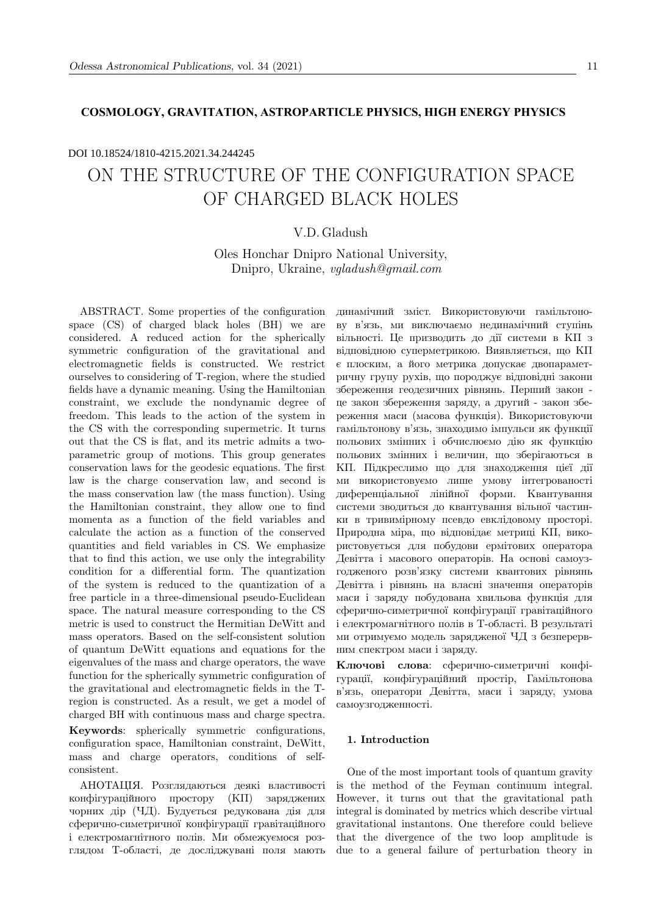**COSMOLOGY, GRAVITATION, ASTROPARTICLE PHYSICS, HIGH ENERGY PHYSICS**

DOI 10.18524/1810-4215.2021.34.244245

# ON THE STRUCTURE OF THE CONFIGURATION SPACE OF CHARGED BLACK HOLES

V.D. Gladush

Oles Honchar Dnipro National University,
Dnipro, Ukraine, *vgladush@gmail.com*

ABSTRACT. Some properties of the configuration space (CS) of charged black holes (BH) we are considered. A reduced action for the spherically symmetric configuration of the gravitational and electromagnetic fields is constructed. We restrict ourselves to considering of T-region, where the studied fields have a dynamic meaning. Using the Hamiltonian constraint, we exclude the nondynamic degree of freedom. This leads to the action of the system in the CS with the corresponding supermetric. It turns out that the CS is flat, and its metric admits a two-parametric group of motions. This group generates conservation laws for the geodesic equations. The first law is the charge conservation law, and second is the mass conservation law (the mass function). Using the Hamiltonian constraint, they allow one to find momenta as a function of the field variables and calculate the action as a function of the conserved quantities and field variables in CS. We emphasize that to find this action, we use only the integrability condition for a differential form. The quantization of the system is reduced to the quantization of a free particle in a three-dimensional pseudo-Euclidean space. The natural measure corresponding to the CS metric is used to construct the Hermitian DeWitt and mass operators. Based on the self-consistent solution of quantum DeWitt equations and equations for the eigenvalues of the mass and charge operators, the wave function for the spherically symmetric configuration of the gravitational and electromagnetic fields in the T-region is constructed. As a result, we get a model of charged BH with continuous mass and charge spectra.

**Keywords**: spherically symmetric configurations, configuration space, Hamiltonian constraint, DeWitt, mass and charge operators, conditions of self-consistent.

АНОТАЦІЯ. Розглядаються деякі властивості конфігураційного простору (КП) заряджених чорних дір (ЧД). Будується редукована дія для сферично-симетричної конфігурації гравітаційного і електромагнітного полів. Ми обмежуємося розглядом T-області, де досліджувані поля мають динамічний зміст. Використовуючи гамільтонову в'язь, ми виключаємо нединамічний ступінь вільності. Це призводить до дії системи в КП з відповідною суперметрикою. Виявляється, що КП є плоским, а його метрика допускає двопараметричну групу рухів, що породжує відповідні закони збереження геодезичних рівнянь. Перший закон - це закон збереження заряду, а другий - закон збереження маси (масова функція). Використовуючи гамільтонову в'язь, знаходимо імпульси як функції польових змінних і обчислюємо дію як функцію польових змінних і величин, що зберігаються в КП. Підкреслимо що для знаходження цієї дії ми використовуємо лише умову інтегрованості диференціальної лінійної форми. Квантування системи зводиться до квантування вільної частинки в тривимірному псевдо евклідовому просторі. Природна міра, що відповідає метриці КП, використовується для побудови ермітових оператора Девітта і масового операторів. На основі самоузгодженого розв'язку системи квантових рівнянь Девітта і рівнянь на власні значення операторів маси і заряду побудована хвильова функція для сферично-симетричної конфігурації гравітаційного і електромагнітного полів в T-області. В результаті ми отримуємо модель зарядженої ЧД з безперервним спектром маси і заряду.

**Ключові слова**: сферично-симетричні конфігурації, конфігураційний простір, Гамільтонова в'язь, оператори Девітта, маси і заряду, умова самоузгодженності.

## 1. Introduction

One of the most important tools of quantum gravity is the method of the Feyman continuum integral. However, it turns out that the gravitational path integral is dominated by metrics which describe virtual gravitational instantons. One therefore could believe that the divergence of the two loop amplitude is due to a general failure of perturbation theory in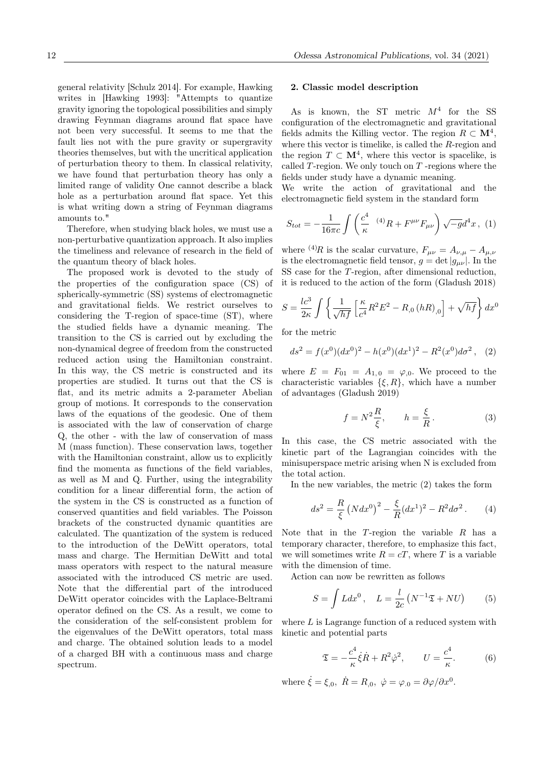general relativity [Schulz 2014]. For example, Hawking writes in [Hawking 1993]: "Attempts to quantize gravity ignoring the topological possibilities and simply drawing Feynman diagrams around flat space have not been very successful. It seems to me that the fault lies not with the pure gravity or supergravity theories themselves, but with the uncritical application of perturbation theory to them. In classical relativity, we have found that perturbation theory has only a limited range of validity One cannot describe a black hole as a perturbation around flat space. Yet this is what writing down a string of Feynman diagrams amounts to."

Therefore, when studying black holes, we must use a non-perturbative quantization approach. It also implies the timeliness and relevance of research in the field of the quantum theory of black holes.

The proposed work is devoted to the study of the properties of the configuration space (CS) of spherically-symmetric (SS) systems of electromagnetic and gravitational fields. We restrict ourselves to considering the T-region of space-time (ST), where the studied fields have a dynamic meaning. The transition to the CS is carried out by excluding the non-dynamical degree of freedom from the constructed reduced action using the Hamiltonian constraint. In this way, the CS metric is constructed and its properties are studied. It turns out that the CS is flat, and its metric admits a 2-parameter Abelian group of motions. It corresponds to the conservation laws of the equations of the geodesic. One of them is associated with the law of conservation of charge Q, the other - with the law of conservation of mass M (mass function). These conservation laws, together with the Hamiltonian constraint, allow us to explicitly find the momenta as functions of the field variables, as well as M and Q. Further, using the integrability condition for a linear differential form, the action of the system in the CS is constructed as a function of conserved quantities and field variables. The Poisson brackets of the constructed dynamic quantities are calculated. The quantization of the system is reduced to the introduction of the DeWitt operators, total mass and charge. The Hermitian DeWitt and total mass operators with respect to the natural measure associated with the introduced CS metric are used. Note that the differential part of the introduced DeWitt operator coincides with the Laplace-Beltrami operator defined on the CS. As a result, we come to the consideration of the self-consistent problem for the eigenvalues of the DeWitt operators, total mass and charge. The obtained solution leads to a model of a charged BH with a continuous mass and charge spectrum.

## 2. Classic model description

As is known, the ST metric $M^4$ for the SS configuration of the electromagnetic and gravitational fields admits the Killing vector. The region $R \subset \mathbf{M}^4$, where this vector is timelike, is called the $R$-region and the region $T \subset \mathbf{M}^4$, where this vector is spacelike, is called $T$-region. We only touch on $T$ -regions where the fields under study have a dynamic meaning.

We write the action of gravitational and the electromagnetic field system in the standard form

$$S_{tot} = -\frac{1}{16\pi c}\int\left(\frac{c^4}{\kappa}\ {}^{(4)}R + F^{\mu\nu}F_{\mu\nu}\right)\sqrt{-g}d^4x\,, \quad (1)$$

where ${}^{(4)}R$ is the scalar curvature, $F_{\mu\nu} = A_{\nu,\mu} - A_{\mu,\nu}$ is the electromagnetic field tensor, $g = \det|g_{\mu\nu}|$. In the SS case for the $T$-region, after dimensional reduction, it is reduced to the action of the form (Gladush 2018)

$$S = \frac{lc^3}{2\kappa}\int\left\{\frac{1}{\sqrt{hf}}\left[\frac{\kappa}{c^4}R^2E^2 - R_{,0}\left(hR\right)_{,0}\right] + \sqrt{hf}\right\}dx^0$$

for the metric

$$ds^2 = f(x^0)(dx^0)^2 - h(x^0)(dx^1)^2 - R^2(x^0)d\sigma^2\,, \quad (2)$$

where $E = F_{01} = A_{1,0} = \varphi_{,0}$. We proceed to the characteristic variables $\{\xi, R\}$, which have a number of advantages (Gladush 2019)

$$f = N^2\frac{R}{\xi}, \qquad h = \frac{\xi}{R}\,. \quad (3)$$

In this case, the CS metric associated with the kinetic part of the Lagrangian coincides with the minisuperspace metric arising when N is excluded from the total action.

In the new variables, the metric (2) takes the form

$$ds^2 = \frac{R}{\xi}\left(Ndx^0\right)^2 - \frac{\xi}{R}(dx^1)^2 - R^2d\sigma^2\,. \quad (4)$$

Note that in the $T$-region the variable $R$ has a temporary character, therefore, to emphasize this fact, we will sometimes write $R = cT$, where $T$ is a variable with the dimension of time.

Action can now be rewritten as follows

$$S = \int Ldx^0\,, \quad L = \frac{l}{2c}\left(N^{-1}\mathfrak{T} + NU\right) \quad (5)$$

where $L$ is Lagrange function of a reduced system with kinetic and potential parts

$$\mathfrak{T} = -\frac{c^4}{\kappa}\dot{\xi}\dot{R} + R^2\dot{\varphi}^2, \qquad U = \frac{c^4}{\kappa}. \quad (6)$$

where $\dot{\xi} = \xi_{,0},\ \dot{R} = R_{,0},\ \dot{\varphi} = \varphi_{,0} = \partial\varphi/\partial x^0$.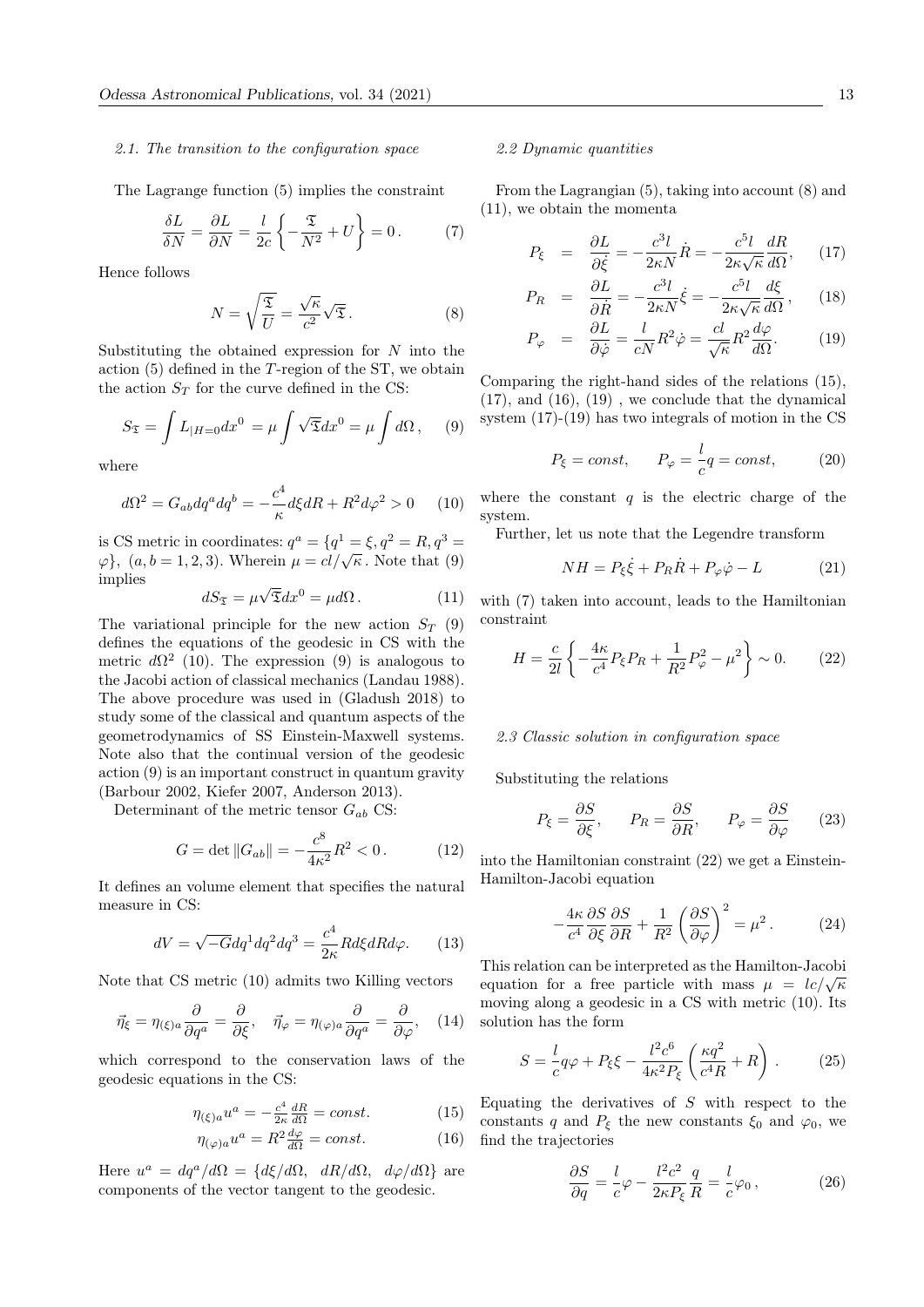*2.1. The transition to the configuration space*

The Lagrange function (5) implies the constraint

$$\frac{\delta L}{\delta N}=\frac{\partial L}{\partial N}=\frac{l}{2c}\left\{-\frac{\mathfrak{T}}{N^2}+U\right\}=0\,. \qquad (7)$$

Hence follows

$$N=\sqrt{\frac{\mathfrak{T}}{U}}=\frac{\sqrt{\kappa}}{c^2}\sqrt{\mathfrak{T}}\,. \qquad (8)$$

Substituting the obtained expression for $N$ into the action (5) defined in the $T$-region of the ST, we obtain the action $S_T$ for the curve defined in the CS:

$$S_{\mathfrak{T}}=\int L_{|H=0}dx^0=\mu\int\sqrt{\mathfrak{T}}dx^0=\mu\int d\Omega\,, \qquad (9)$$

where

$$d\Omega^2=G_{ab}dq^a dq^b=-\frac{c^4}{\kappa}d\xi dR+R^2d\varphi^2>0 \qquad (10)$$

is CS metric in coordinates: $q^a=\{q^1=\xi,q^2=R,q^3=\varphi\}$, $(a,b=1,2,3)$. Wherein $\mu=cl/\sqrt{\kappa}$. Note that (9) implies

$$dS_{\mathfrak{T}}=\mu\sqrt{\mathfrak{T}}dx^0=\mu d\Omega\,. \qquad (11)$$

The variational principle for the new action $S_T$ (9) defines the equations of the geodesic in CS with the metric $d\Omega^2$ (10). The expression (9) is analogous to the Jacobi action of classical mechanics (Landau 1988). The above procedure was used in (Gladush 2018) to study some of the classical and quantum aspects of the geometrodynamics of SS Einstein-Maxwell systems. Note also that the continual version of the geodesic action (9) is an important construct in quantum gravity (Barbour 2002, Kiefer 2007, Anderson 2013).

Determinant of the metric tensor $G_{ab}$ CS:

$$G=\det\|G_{ab}\|=-\frac{c^8}{4\kappa^2}R^2<0\,. \qquad (12)$$

It defines an volume element that specifies the natural measure in CS:

$$dV=\sqrt{-G}dq^1dq^2dq^3=\frac{c^4}{2\kappa}Rd\xi dRd\varphi. \qquad (13)$$

Note that CS metric (10) admits two Killing vectors

$$\vec{\eta}_\xi=\eta_{(\xi)a}\frac{\partial}{\partial q^a}=\frac{\partial}{\partial\xi},\quad \vec{\eta}_\varphi=\eta_{(\varphi)a}\frac{\partial}{\partial q^a}=\frac{\partial}{\partial\varphi}, \quad (14)$$

which correspond to the conservation laws of the geodesic equations in the CS:

$$\eta_{(\xi)a}u^a=-\frac{c^4}{2\kappa}\frac{dR}{d\Omega}=const. \qquad (15)$$

$$\eta_{(\varphi)a}u^a=R^2\frac{d\varphi}{d\Omega}=const. \qquad (16)$$

Here $u^a=dq^a/d\Omega=\{d\xi/d\Omega,\ dR/d\Omega,\ d\varphi/d\Omega\}$ are components of the vector tangent to the geodesic.

*2.2 Dynamic quantities*

From the Lagrangian (5), taking into account (8) and (11), we obtain the momenta

$$P_\xi=\frac{\partial L}{\partial\dot{\xi}}=-\frac{c^3l}{2\kappa N}\dot{R}=-\frac{c^5l}{2\kappa\sqrt{\kappa}}\frac{dR}{d\Omega}, \qquad (17)$$

$$P_R=\frac{\partial L}{\partial\dot{R}}=-\frac{c^3l}{2\kappa N}\dot{\xi}=-\frac{c^5l}{2\kappa\sqrt{\kappa}}\frac{d\xi}{d\Omega}, \qquad (18)$$

$$P_\varphi=\frac{\partial L}{\partial\dot{\varphi}}=\frac{l}{cN}R^2\dot{\varphi}=\frac{cl}{\sqrt{\kappa}}R^2\frac{d\varphi}{d\Omega}. \qquad (19)$$

Comparing the right-hand sides of the relations (15), (17), and (16), (19) , we conclude that the dynamical system (17)-(19) has two integrals of motion in the CS

$$P_\xi=const,\qquad P_\varphi=\frac{l}{c}q=const, \qquad (20)$$

where the constant $q$ is the electric charge of the system.

Further, let us note that the Legendre transform

$$NH=P_\xi\dot{\xi}+P_R\dot{R}+P_\varphi\dot{\varphi}-L \qquad (21)$$

with (7) taken into account, leads to the Hamiltonian constraint

$$H=\frac{c}{2l}\left\{-\frac{4\kappa}{c^4}P_\xi P_R+\frac{1}{R^2}P_\varphi^2-\mu^2\right\}\sim 0. \qquad (22)$$

*2.3 Classic solution in configuration space*

Substituting the relations

$$P_\xi=\frac{\partial S}{\partial\xi},\qquad P_R=\frac{\partial S}{\partial R},\qquad P_\varphi=\frac{\partial S}{\partial\varphi} \qquad (23)$$

into the Hamiltonian constraint (22) we get a Einstein-Hamilton-Jacobi equation

$$-\frac{4\kappa}{c^4}\frac{\partial S}{\partial\xi}\frac{\partial S}{\partial R}+\frac{1}{R^2}\left(\frac{\partial S}{\partial\varphi}\right)^2=\mu^2\,. \qquad (24)$$

This relation can be interpreted as the Hamilton-Jacobi equation for a free particle with mass $\mu=lc/\sqrt{\kappa}$ moving along a geodesic in a CS with metric (10). Its solution has the form

$$S=\frac{l}{c}q\varphi+P_\xi\xi-\frac{l^2c^6}{4\kappa^2P_\xi}\left(\frac{\kappa q^2}{c^4R}+R\right). \qquad (25)$$

Equating the derivatives of $S$ with respect to the constants $q$ and $P_\xi$ the new constants $\xi_0$ and $\varphi_0$, we find the trajectories

$$\frac{\partial S}{\partial q}=\frac{l}{c}\varphi-\frac{l^2c^2}{2\kappa P_\xi}\frac{q}{R}=\frac{l}{c}\varphi_0\,, \qquad (26)$$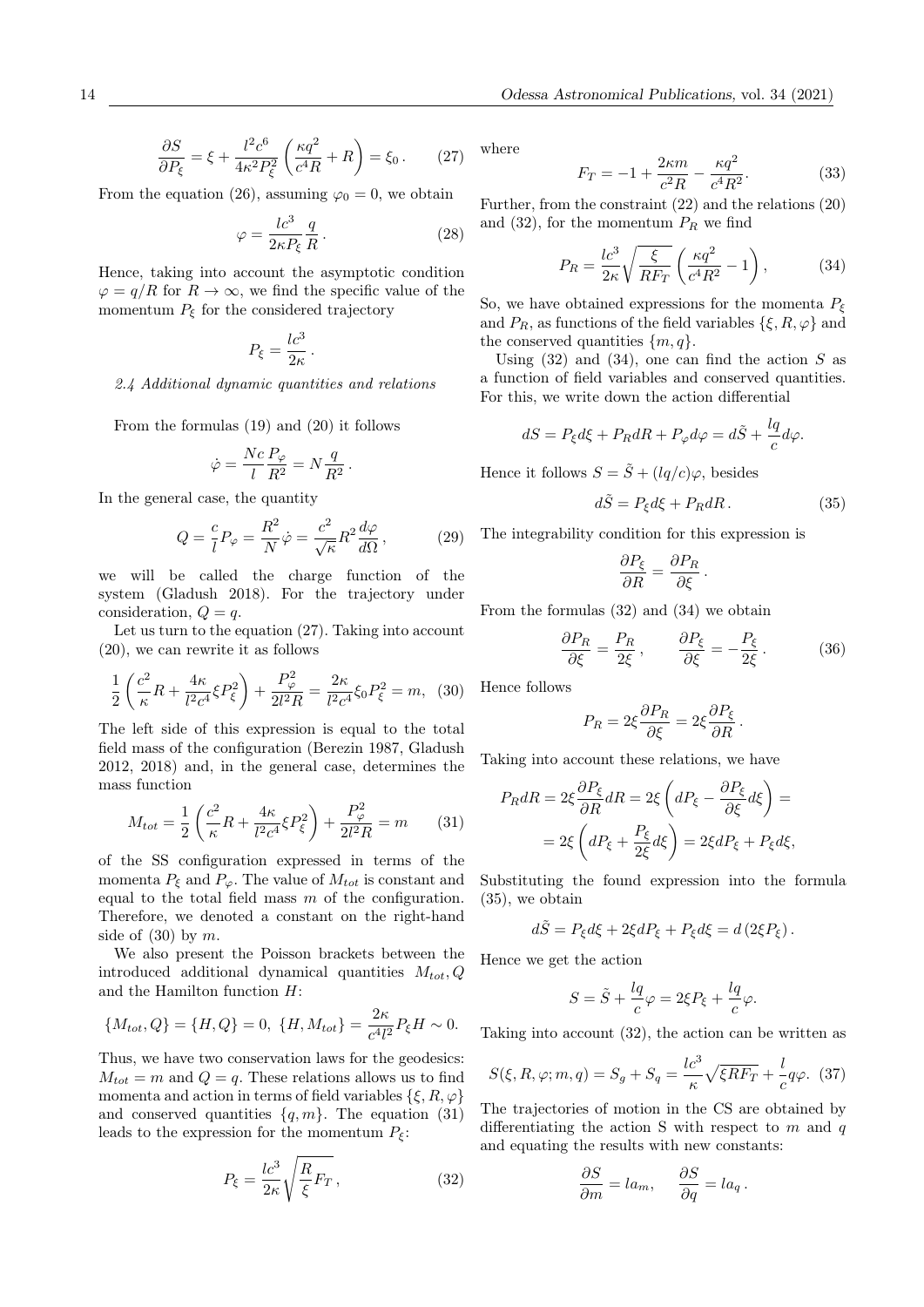$$\frac{\partial S}{\partial P_\xi} = \xi + \frac{l^2 c^6}{4\kappa^2 P_\xi^2}\left(\frac{\kappa q^2}{c^4 R} + R\right) = \xi_0 \,. \qquad (27)$$

From the equation (26), assuming $\varphi_0 = 0$, we obtain

$$\varphi = \frac{lc^3}{2\kappa P_\xi}\frac{q}{R}\,. \qquad (28)$$

Hence, taking into account the asymptotic condition $\varphi = q/R$ for $R \to \infty$, we find the specific value of the momentum $P_\xi$ for the considered trajectory

$$P_\xi = \frac{lc^3}{2\kappa}\,.$$

*2.4 Additional dynamic quantities and relations*

From the formulas (19) and (20) it follows

$$\dot{\varphi} = \frac{Nc}{l}\frac{P_\varphi}{R^2} = N\frac{q}{R^2}\,.$$

In the general case, the quantity

$$Q = \frac{c}{l}P_\varphi = \frac{R^2}{N}\dot{\varphi} = \frac{c^2}{\sqrt{\kappa}}R^2\frac{d\varphi}{d\Omega}\,, \qquad (29)$$

we will be called the charge function of the system (Gladush 2018). For the trajectory under consideration, $Q = q$.

Let us turn to the equation (27). Taking into account (20), we can rewrite it as follows

$$\frac{1}{2}\left(\frac{c^2}{\kappa}R + \frac{4\kappa}{l^2c^4}\xi P_\xi^2\right) + \frac{P_\varphi^2}{2l^2R} = \frac{2\kappa}{l^2c^4}\xi_0 P_\xi^2 = m, \quad (30)$$

The left side of this expression is equal to the total field mass of the configuration (Berezin 1987, Gladush 2012, 2018) and, in the general case, determines the mass function

$$M_{tot} = \frac{1}{2}\left(\frac{c^2}{\kappa}R + \frac{4\kappa}{l^2c^4}\xi P_\xi^2\right) + \frac{P_\varphi^2}{2l^2R} = m \qquad (31)$$

of the SS configuration expressed in terms of the momenta $P_\xi$ and $P_\varphi$. The value of $M_{tot}$ is constant and equal to the total field mass $m$ of the configuration. Therefore, we denoted a constant on the right-hand side of (30) by $m$.

We also present the Poisson brackets between the introduced additional dynamical quantities $M_{tot}, Q$ and the Hamilton function $H$:

$$\{M_{tot}, Q\} = \{H, Q\} = 0, \ \{H, M_{tot}\} = \frac{2\kappa}{c^4l^2}P_\xi H \sim 0.$$

Thus, we have two conservation laws for the geodesics: $M_{tot} = m$ and $Q = q$. These relations allows us to find momenta and action in terms of field variables $\{\xi, R, \varphi\}$ and conserved quantities $\{q, m\}$. The equation (31) leads to the expression for the momentum $P_\xi$:

$$P_\xi = \frac{lc^3}{2\kappa}\sqrt{\frac{R}{\xi}F_T}\,, \qquad (32)$$

where

$$F_T = -1 + \frac{2\kappa m}{c^2 R} - \frac{\kappa q^2}{c^4 R^2}. \qquad (33)$$

Further, from the constraint (22) and the relations (20) and (32), for the momentum $P_R$ we find

$$P_R = \frac{lc^3}{2\kappa}\sqrt{\frac{\xi}{RF_T}}\left(\frac{\kappa q^2}{c^4R^2} - 1\right), \qquad (34)$$

So, we have obtained expressions for the momenta $P_\xi$ and $P_R$, as functions of the field variables $\{\xi, R, \varphi\}$ and the conserved quantities $\{m, q\}$.

Using (32) and (34), one can find the action $S$ as a function of field variables and conserved quantities. For this, we write down the action differential

$$dS = P_\xi d\xi + P_R dR + P_\varphi d\varphi = d\tilde{S} + \frac{lq}{c}d\varphi.$$

Hence it follows $S = \tilde{S} + (lq/c)\varphi$, besides

$$d\tilde{S} = P_\xi d\xi + P_R dR\,. \qquad (35)$$

The integrability condition for this expression is

$$\frac{\partial P_\xi}{\partial R} = \frac{\partial P_R}{\partial \xi}\,.$$

From the formulas (32) and (34) we obtain

$$\frac{\partial P_R}{\partial \xi} = \frac{P_R}{2\xi}\,, \qquad \frac{\partial P_\xi}{\partial \xi} = -\frac{P_\xi}{2\xi}\,. \qquad (36)$$

Hence follows

$$P_R = 2\xi\frac{\partial P_R}{\partial \xi} = 2\xi\frac{\partial P_\xi}{\partial R}\,.$$

Taking into account these relations, we have

$$P_R dR = 2\xi\frac{\partial P_\xi}{\partial R}dR = 2\xi\left(dP_\xi - \frac{\partial P_\xi}{\partial \xi}d\xi\right) =$$
$$= 2\xi\left(dP_\xi + \frac{P_\xi}{2\xi}d\xi\right) = 2\xi dP_\xi + P_\xi d\xi,$$

Substituting the found expression into the formula (35), we obtain

$$d\tilde{S} = P_\xi d\xi + 2\xi dP_\xi + P_\xi d\xi = d\left(2\xi P_\xi\right).$$

Hence we get the action

$$S = \tilde{S} + \frac{lq}{c}\varphi = 2\xi P_\xi + \frac{lq}{c}\varphi.$$

Taking into account (32), the action can be written as

$$S(\xi, R, \varphi; m, q) = S_g + S_q = \frac{lc^3}{\kappa}\sqrt{\xi R F_T} + \frac{l}{c}q\varphi. \quad (37)$$

The trajectories of motion in the CS are obtained by differentiating the action S with respect to $m$ and $q$ and equating the results with new constants:

$$\frac{\partial S}{\partial m} = la_m, \qquad \frac{\partial S}{\partial q} = la_q\,.$$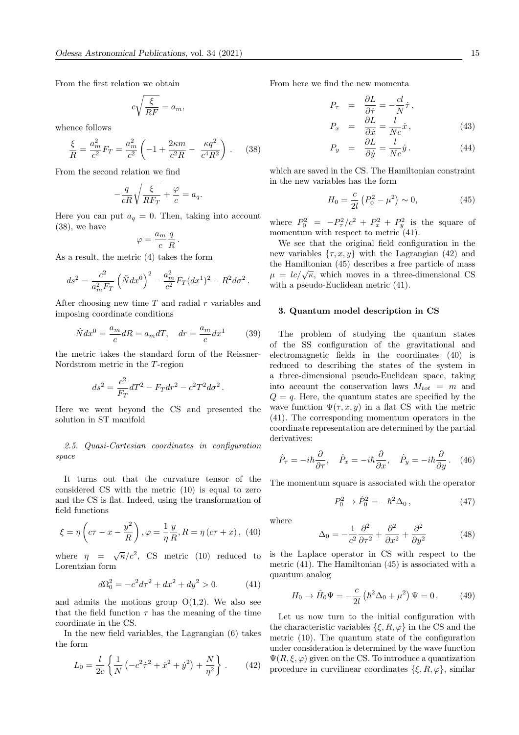From the first relation we obtain

$$c\sqrt{\frac{\xi}{RF}} = a_m,$$

whence follows

$$\frac{\xi}{R} = \frac{a_m^2}{c^2} F_T = \frac{a_m^2}{c^2}\left(-1 + \frac{2\kappa m}{c^2 R} - \frac{\kappa q^2}{c^4 R^2}\right). \quad (38)$$

From the second relation we find

$$-\frac{q}{cR}\sqrt{\frac{\xi}{RF_T}} + \frac{\varphi}{c} = a_q.$$

Here you can put $a_q = 0$. Then, taking into account (38), we have

$$\varphi = \frac{a_m}{c}\frac{q}{R}.$$

As a result, the metric (4) takes the form

$$ds^2 = \frac{c^2}{a_m^2 F_T}\left(\tilde{N}dx^0\right)^2 - \frac{a_m^2}{c^2}F_T(dx^1)^2 - R^2 d\sigma^2.$$

After choosing new time $T$ and radial $r$ variables and imposing coordinate conditions

$$\tilde{N}dx^0 = \frac{a_m}{c}dR = a_m dT, \quad dr = \frac{a_m}{c}dx^1 \quad (39)$$

the metric takes the standard form of the Reissner-Nordstrom metric in the $T$-region

$$ds^2 = \frac{c^2}{F_T}dT^2 - F_T dr^2 - c^2 T^2 d\sigma^2.$$

Here we went beyond the CS and presented the solution in ST manifold

*2.5. Quasi-Cartesian coordinates in configuration space*

It turns out that the curvature tensor of the considered CS with the metric (10) is equal to zero and the CS is flat. Indeed, using the transformation of field functions

$$\xi = \eta\left(c\tau - x - \frac{y^2}{R}\right), \varphi = \frac{1}{\eta}\frac{y}{R}, R = \eta\left(c\tau + x\right), \quad (40)$$

where $\eta = \sqrt{\kappa}/c^2$, CS metric (10) reduced to Lorentzian form

$$d\Omega_0^2 = -c^2 d\tau^2 + dx^2 + dy^2 > 0. \quad (41)$$

and admits the motions group O(1,2). We also see that the field function $\tau$ has the meaning of the time coordinate in the CS.

In the new field variables, the Lagrangian (6) takes the form

$$L_0 = \frac{l}{2c}\left\{\frac{1}{N}\left(-c^2\dot{\tau}^2 + \dot{x}^2 + \dot{y}^2\right) + \frac{N}{\eta^2}\right\}. \quad (42)$$

From here we find the new momenta

$$P_\tau = \frac{\partial L}{\partial \dot{\tau}} = -\frac{cl}{N}\dot{\tau},$$

$$P_x = \frac{\partial L}{\partial \dot{x}} = \frac{l}{Nc}\dot{x}, \quad (43)$$

$$P_y = \frac{\partial L}{\partial \dot{y}} = \frac{l}{Nc}\dot{y}. \quad (44)$$

which are saved in the CS. The Hamiltonian constraint in the new variables has the form

$$H_0 = \frac{c}{2l}\left(P_0^2 - \mu^2\right) \sim 0, \quad (45)$$

where $P_0^2 = -P_\tau^2/c^2 + P_x^2 + P_y^2$ is the square of momentum with respect to metric (41).

We see that the original field configuration in the new variables $\{\tau, x, y\}$ with the Lagrangian (42) and the Hamiltonian (45) describes a free particle of mass $\mu = lc/\sqrt{\kappa}$, which moves in a three-dimensional CS with a pseudo-Euclidean metric (41).

### 3. Quantum model description in CS

The problem of studying the quantum states of the SS configuration of the gravitational and electromagnetic fields in the coordinates (40) is reduced to describing the states of the system in a three-dimensional pseudo-Euclidean space, taking into account the conservation laws $M_{tot} = m$ and $Q = q$. Here, the quantum states are specified by the wave function $\Psi(\tau, x, y)$ in a flat CS with the metric (41). The corresponding momentum operators in the coordinate representation are determined by the partial derivatives:

$$\hat{P}_\tau = -i\hbar\frac{\partial}{\partial\tau}, \quad \hat{P}_x = -i\hbar\frac{\partial}{\partial x}, \quad \hat{P}_y = -i\hbar\frac{\partial}{\partial y}. \quad (46)$$

The momentum square is associated with the operator

$$P_0^2 \to \hat{P}_0^2 = -\hbar^2\Delta_0, \quad (47)$$

where

$$\Delta_0 = -\frac{1}{c^2}\frac{\partial^2}{\partial\tau^2} + \frac{\partial^2}{\partial x^2} + \frac{\partial^2}{\partial y^2} \quad (48)$$

is the Laplace operator in CS with respect to the metric (41). The Hamiltonian (45) is associated with a quantum analog

$$H_0 \to \hat{H}_0\Psi = -\frac{c}{2l}\left(\hbar^2\Delta_0 + \mu^2\right)\Psi = 0. \quad (49)$$

Let us now turn to the initial configuration with the characteristic variables $\{\xi, R, \varphi\}$ in the CS and the metric (10). The quantum state of the configuration under consideration is determined by the wave function $\Psi(R, \xi, \varphi)$ given on the CS. To introduce a quantization procedure in curvilinear coordinates $\{\xi, R, \varphi\}$, similar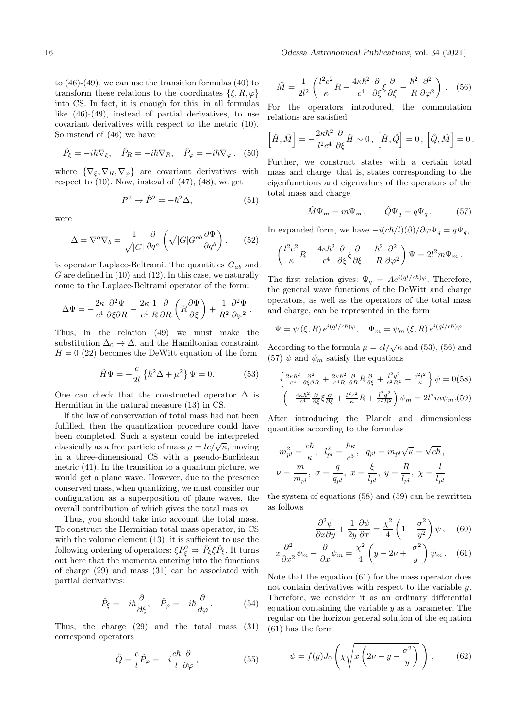to (46)-(49), we can use the transition formulas (40) to transform these relations to the coordinates $\{\xi, R, \varphi\}$ into CS. In fact, it is enough for this, in all formulas like (46)-(49), instead of partial derivatives, to use covariant derivatives with respect to the metric (10). So instead of (46) we have

$$\hat{P}_\xi = -i\hbar\nabla_\xi, \quad \hat{P}_R = -i\hbar\nabla_R, \quad \hat{P}_\varphi = -i\hbar\nabla_\varphi . \quad (50)$$

where $\{\nabla_\xi, \nabla_R, \nabla_\varphi\}$ are covariant derivatives with respect to (10). Now, instead of (47), (48), we get

$$P^2 \to \hat{P}^2 = -\hbar^2\Delta, \quad (51)$$

were

$$\Delta = \nabla^a\nabla_b = \frac{1}{\sqrt{|G|}}\frac{\partial}{\partial q^a}\left(\sqrt{|G|}G^{ab}\frac{\partial\Psi}{\partial q^b}\right). \quad (52)$$

is operator Laplace-Beltrami. The quantities $G_{ab}$ and $G$ are defined in (10) and (12). In this case, we naturally come to the Laplace-Beltrami operator of the form:

$$\Delta\Psi = -\frac{2\kappa}{c^4}\frac{\partial^2\Psi}{\partial\xi\partial R} - \frac{2\kappa}{c^4}\frac{1}{R}\frac{\partial}{\partial R}\left(R\frac{\partial\Psi}{\partial\xi}\right) + \frac{1}{R^2}\frac{\partial^2\Psi}{\partial\varphi^2}.$$

Thus, in the relation (49) we must make the substitution $\Delta_0 \to \Delta$, and the Hamiltonian constraint $H = 0$ (22) becomes the DeWitt equation of the form

$$\hat{H}\Psi = -\frac{c}{2l}\left\{\hbar^2\Delta + \mu^2\right\}\Psi = 0. \quad (53)$$

One can check that the constructed operator $\Delta$ is Hermitian in the natural measure (13) in CS.

If the law of conservation of total mass had not been fulfilled, then the quantization procedure could have been completed. Such a system could be interpreted classically as a free particle of mass $\mu = lc/\sqrt{\kappa}$, moving in a three-dimensional CS with a pseudo-Euclidean metric (41). In the transition to a quantum picture, we would get a plane wave. However, due to the presence conserved mass, when quantizing, we must consider our configuration as a superposition of plane waves, the overall contribution of which gives the total mas $m$.

Thus, you should take into account the total mass. To construct the Hermitian total mass operator, in CS with the volume element (13), it is sufficient to use the following ordering of operators: $\xi P_\xi^2 \Rightarrow \hat{P}_\xi\xi\hat{P}_\xi$. It turns out here that the momenta entering into the functions of charge (29) and mass (31) can be associated with partial derivatives:

$$\hat{P}_\xi = -i\hbar\frac{\partial}{\partial\xi}, \quad \hat{P}_\varphi = -i\hbar\frac{\partial}{\partial\varphi}. \quad (54)$$

Thus, the charge (29) and the total mass (31) correspond operators

$$\hat{Q} = \frac{c}{l}\hat{P}_\varphi = -i\frac{c\hbar}{l}\frac{\partial}{\partial\varphi}, \quad (55)$$

$$\hat{M} = \frac{1}{2l^2}\left(\frac{l^2c^2}{\kappa}R - \frac{4\kappa\hbar^2}{c^4}\frac{\partial}{\partial\xi}\xi\frac{\partial}{\partial\xi} - \frac{\hbar^2}{R}\frac{\partial^2}{\partial\varphi^2}\right). \quad (56)$$

For the operators introduced, the commutation relations are satisfied

$$\left[\hat{H},\hat{M}\right] = -\frac{2\kappa\hbar^2}{l^2c^4}\frac{\partial}{\partial\xi}\hat{H} \sim 0, \; \left[\hat{H},\hat{Q}\right] = 0, \; \left[\hat{Q},\hat{M}\right] = 0.$$

Further, we construct states with a certain total mass and charge, that is, states corresponding to the eigenfunctions and eigenvalues of the operators of the total mass and charge

$$\hat{M}\Psi_m = m\Psi_m, \qquad \hat{Q}\Psi_q = q\Psi_q. \quad (57)$$

In expanded form, we have $-i(c\hbar/l)(\partial)/\partial\varphi\Psi_q = q\Psi_q$,

$$\left(\frac{l^2c^2}{\kappa}R - \frac{4\kappa\hbar^2}{c^4}\frac{\partial}{\partial\xi}\xi\frac{\partial}{\partial\xi} - \frac{\hbar^2}{R}\frac{\partial^2}{\partial\varphi^2}\right)\Psi = 2l^2m\Psi_m.$$

The first relation gives: $\Psi_q = Ae^{i(ql/c\hbar)\varphi}$. Therefore, the general wave functions of the DeWitt and charge operators, as well as the operators of the total mass and charge, can be represented in the form

$$\Psi = \psi(\xi, R)\, e^{i(ql/c\hbar)\varphi}, \quad \Psi_m = \psi_m(\xi, R)\, e^{i(ql/c\hbar)\varphi}.$$

According to the formula $\mu = cl/\sqrt{\kappa}$ and (53), (56) and (57) $\psi$ and $\psi_m$ satisfy the equations

$$\left\{\frac{2\kappa\hbar^2}{c^4}\frac{\partial^2}{\partial\xi\partial R} + \frac{2\kappa\hbar^2}{c^4R}\frac{\partial}{\partial R}R\frac{\partial}{\partial\xi} + \frac{l^2q^2}{c^2R^2} - \frac{c^2l^2}{\kappa}\right\}\psi = 0 \quad (58)$$

$$\left(-\frac{4\kappa\hbar^2}{c^4}\frac{\partial}{\partial\xi}\xi\frac{\partial}{\partial\xi} + \frac{l^2c^2}{\kappa}R + \frac{l^2q^2}{c^2R^2}\right)\psi_m = 2l^2m\psi_m. \quad (59)$$

After introducing the Planck and dimensionless quantities according to the formulas

$$m_{pl}^2 = \frac{c\hbar}{\kappa}, \quad l_{pl}^2 = \frac{\hbar\kappa}{c^3}, \quad q_{pl} = m_{pl}\sqrt{\kappa} = \sqrt{c\hbar},$$

$$\nu = \frac{m}{m_{pl}}, \; \sigma = \frac{q}{q_{pl}}, \; x = \frac{\xi}{l_{pl}}, \; y = \frac{R}{l_{pl}}, \; \chi = \frac{l}{l_{pl}}$$

the system of equations (58) and (59) can be rewritten as follows

$$\frac{\partial^2\psi}{\partial x\partial y} + \frac{1}{2y}\frac{\partial\psi}{\partial x} = \frac{\chi^2}{4}\left(1 - \frac{\sigma^2}{y^2}\right)\psi, \quad (60)$$

$$x\frac{\partial^2}{\partial x^2}\psi_m + \frac{\partial}{\partial x}\psi_m = \frac{\chi^2}{4}\left(y - 2\nu + \frac{\sigma^2}{y}\right)\psi_m. \quad (61)$$

Note that the equation (61) for the mass operator does not contain derivatives with respect to the variable $y$. Therefore, we consider it as an ordinary differential equation containing the variable $y$ as a parameter. The regular on the horizon general solution of the equation (61) has the form

$$\psi = f(y)J_0\left(\chi\sqrt{x\left(2\nu - y - \frac{\sigma^2}{y}\right)}\right), \quad (62)$$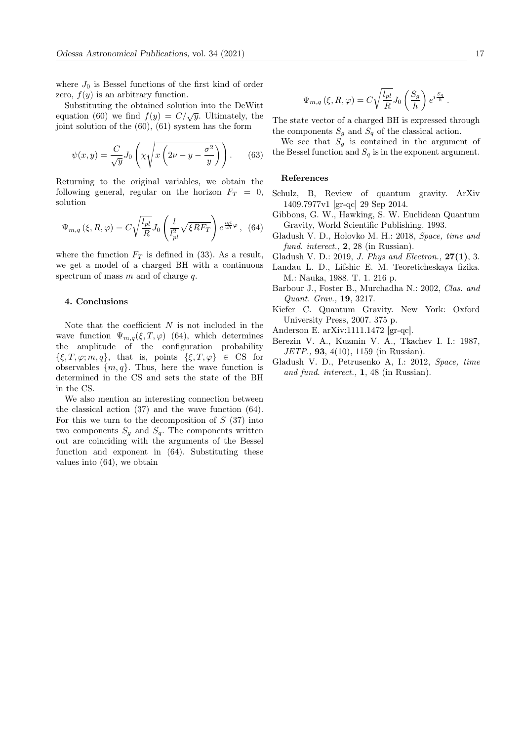where $J_0$ is Bessel functions of the first kind of order zero, $f(y)$ is an arbitrary function.

Substituting the obtained solution into the DeWitt equation (60) we find $f(y) = C/\sqrt{y}$. Ultimately, the joint solution of the (60), (61) system has the form

$$\psi(x, y) = \frac{C}{\sqrt{y}} J_0 \left( \chi \sqrt{x \left( 2\nu - y - \frac{\sigma^2}{y} \right)} \right). \qquad (63)$$

Returning to the original variables, we obtain the following general, regular on the horizon $F_T = 0$, solution

$$\Psi_{m,q}(\xi, R, \varphi) = C \sqrt{\frac{l_{pl}}{R}} J_0 \left( \frac{l}{l_{pl}^2} \sqrt{\xi R F_T} \right) e^{\frac{iql}{c\hbar}\varphi}, \quad (64)$$

where the function $F_T$ is defined in (33). As a result, we get a model of a charged BH with a continuous spectrum of mass $m$ and of charge $q$.

## 4. Conclusions

Note that the coefficient $N$ is not included in the wave function $\Psi_{m,q}(\xi, T, \varphi)$ (64), which determines the amplitude of the configuration probability $\{\xi, T, \varphi; m, q\}$, that is, points $\{\xi, T, \varphi\} \in$ CS for observables $\{m, q\}$. Thus, here the wave function is determined in the CS and sets the state of the BH in the CS.

We also mention an interesting connection between the classical action (37) and the wave function (64). For this we turn to the decomposition of $S$ (37) into two components $S_g$ and $S_q$. The components written out are coinciding with the arguments of the Bessel function and exponent in (64). Substituting these values into (64), we obtain

$$\Psi_{m,q}(\xi, R, \varphi) = C \sqrt{\frac{l_{pl}}{R}} J_0 \left( \frac{S_g}{h} \right) e^{i\frac{S_q}{h}}.$$

The state vector of a charged BH is expressed through the components $S_g$ and $S_q$ of the classical action.

We see that $S_g$ is contained in the argument of the Bessel function and $S_q$ is in the exponent argument.

## References

Schulz, B, Review of quantum gravity. ArXiv 1409.7977v1 [gr-qc] 29 Sep 2014.

Gibbons, G. W., Hawking, S. W. Euclidean Quantum Gravity, World Scientific Publishing. 1993.

Gladush V. D., Holovko M. H.: 2018, *Space, time and fund. interect.*, **2**, 28 (in Russian).

Gladush V. D.: 2019, *J. Phys and Electron.*, **27(1)**, 3.

Landau L. D., Lifshic E. M. Teoreticheskaya fizika. M.: Nauka, 1988. T. 1. 216 p.

Barbour J., Foster B., Murchadha N.: 2002, *Clas. and Quant. Grav.*, **19**, 3217.

Kiefer C. Quantum Gravity. New York: Oxford University Press, 2007. 375 p.

Anderson E. arXiv:1111.1472 [gr-qc].

Berezin V. A., Kuzmin V. A., Tkachev I. I.: 1987, *JETP.*, **93**, 4(10), 1159 (in Russian).

Gladush V. D., Petrusenko A, I.: 2012, *Space, time and fund. interect.*, **1**, 48 (in Russian).